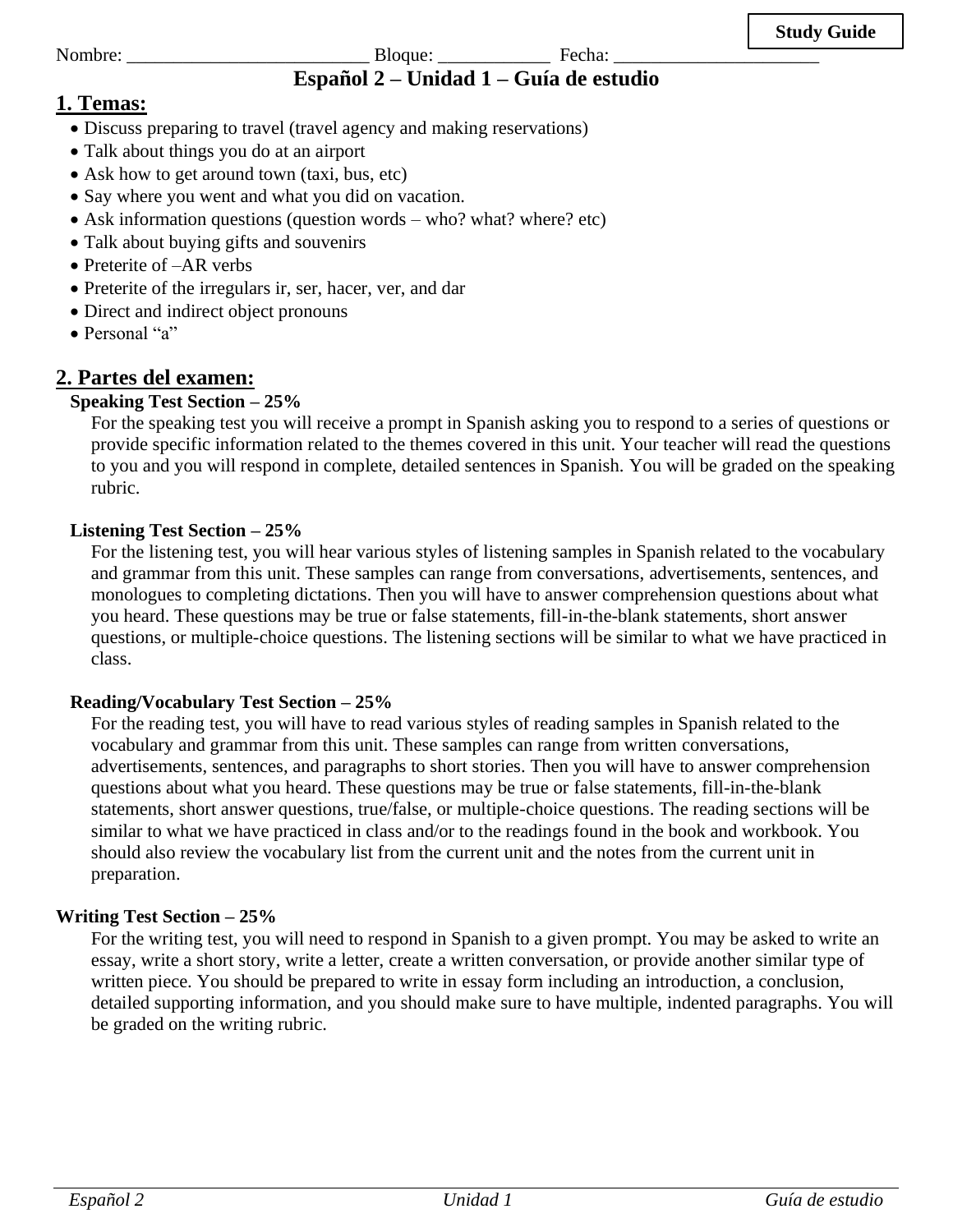**Study Guide**

Nombre: __________________________ Bloque: ____________ Fecha: ______________________

# Español 2 – Unidad 1 – Guía de estudio

## 1. Temas:

- Discuss preparing to travel (travel agency and making reservations)
- Talk about things you do at an airport
- Ask how to get around town (taxi, bus, etc)
- Say where you went and what you did on vacation.
- Ask information questions (question words – who? what? where? etc)
- Talk about buying gifts and souvenirs
- Preterite of –AR verbs
- Preterite of the irregulars ir, ser, hacer, ver, and dar
- Direct and indirect object pronouns
- Personal "a"

## 2. Partes del examen:

**Speaking Test Section – 25%**

For the speaking test you will receive a prompt in Spanish asking you to respond to a series of questions or provide specific information related to the themes covered in this unit. Your teacher will read the questions to you and you will respond in complete, detailed sentences in Spanish. You will be graded on the speaking rubric.

**Listening Test Section – 25%**

For the listening test, you will hear various styles of listening samples in Spanish related to the vocabulary and grammar from this unit. These samples can range from conversations, advertisements, sentences, and monologues to completing dictations. Then you will have to answer comprehension questions about what you heard. These questions may be true or false statements, fill-in-the-blank statements, short answer questions, or multiple-choice questions. The listening sections will be similar to what we have practiced in class.

**Reading/Vocabulary Test Section – 25%**

For the reading test, you will have to read various styles of reading samples in Spanish related to the vocabulary and grammar from this unit. These samples can range from written conversations, advertisements, sentences, and paragraphs to short stories. Then you will have to answer comprehension questions about what you heard. These questions may be true or false statements, fill-in-the-blank statements, short answer questions, true/false, or multiple-choice questions. The reading sections will be similar to what we have practiced in class and/or to the readings found in the book and workbook. You should also review the vocabulary list from the current unit and the notes from the current unit in preparation.

**Writing Test Section – 25%**

For the writing test, you will need to respond in Spanish to a given prompt. You may be asked to write an essay, write a short story, write a letter, create a written conversation, or provide another similar type of written piece. You should be prepared to write in essay form including an introduction, a conclusion, detailed supporting information, and you should make sure to have multiple, indented paragraphs. You will be graded on the writing rubric.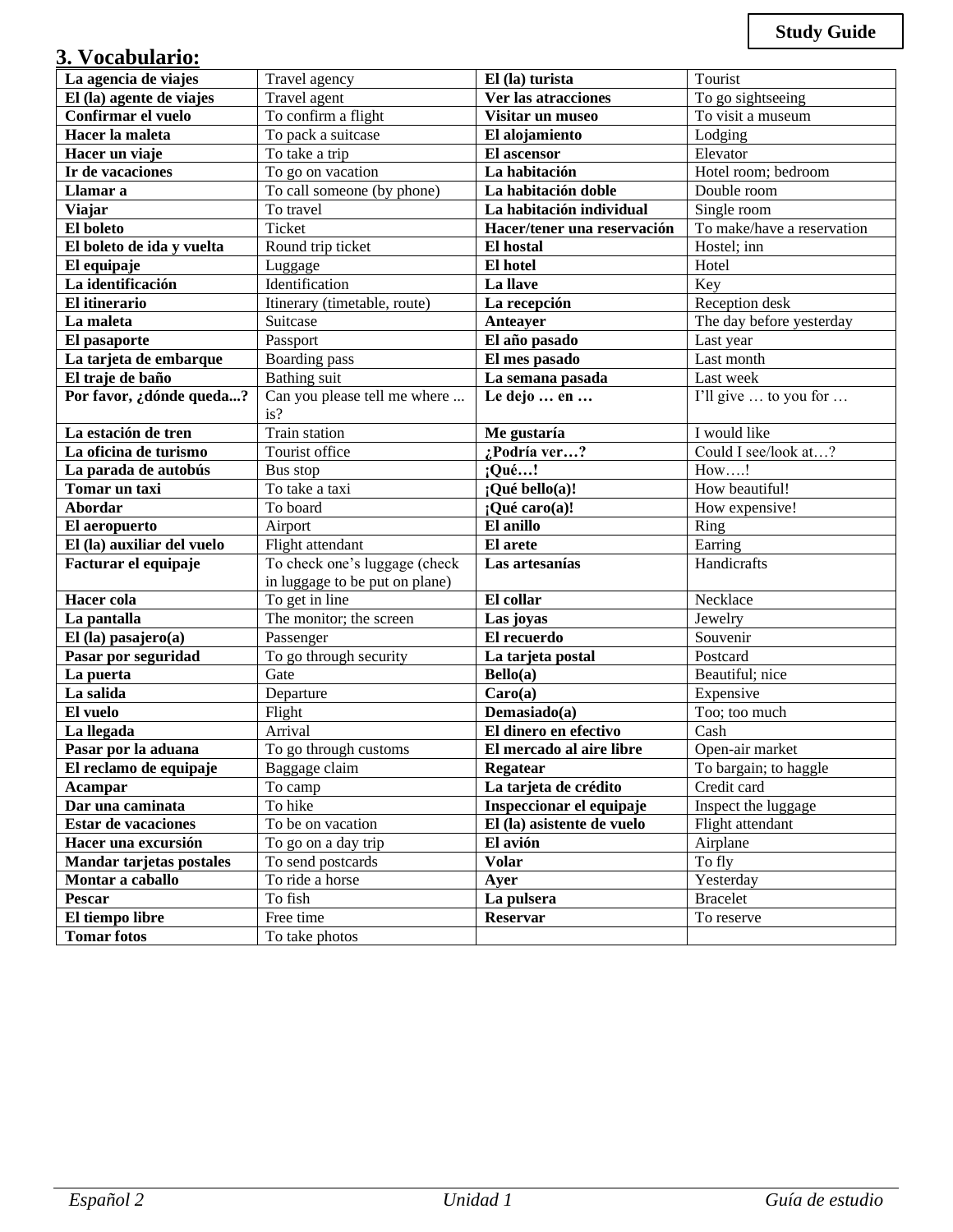**Study Guide**

## 3. Vocabulario:

| La agencia de viajes | Travel agency | El (la) turista | Tourist |
|---|---|---|---|
| **El (la) agente de viajes** | Travel agent | **Ver las atracciones** | To go sightseeing |
| **Confirmar el vuelo** | To confirm a flight | **Visitar un museo** | To visit a museum |
| **Hacer la maleta** | To pack a suitcase | **El alojamiento** | Lodging |
| **Hacer un viaje** | To take a trip | **El ascensor** | Elevator |
| **Ir de vacaciones** | To go on vacation | **La habitación** | Hotel room; bedroom |
| **Llamar a** | To call someone (by phone) | **La habitación doble** | Double room |
| **Viajar** | To travel | **La habitación individual** | Single room |
| **El boleto** | Ticket | **Hacer/tener una reservación** | To make/have a reservation |
| **El boleto de ida y vuelta** | Round trip ticket | **El hostal** | Hostel; inn |
| **El equipaje** | Luggage | **El hotel** | Hotel |
| **La identificación** | Identification | **La llave** | Key |
| **El itinerario** | Itinerary (timetable, route) | **La recepción** | Reception desk |
| **La maleta** | Suitcase | **Anteayer** | The day before yesterday |
| **El pasaporte** | Passport | **El año pasado** | Last year |
| **La tarjeta de embarque** | Boarding pass | **El mes pasado** | Last month |
| **El traje de baño** | Bathing suit | **La semana pasada** | Last week |
| **Por favor, ¿dónde queda...?** | Can you please tell me where ... is? | **Le dejo … en …** | I'll give … to you for … |
| **La estación de tren** | Train station | **Me gustaría** | I would like |
| **La oficina de turismo** | Tourist office | **¿Podría ver…?** | Could I see/look at…? |
| **La parada de autobús** | Bus stop | **¡Qué…!** | How….! |
| **Tomar un taxi** | To take a taxi | **¡Qué bello(a)!** | How beautiful! |
| **Abordar** | To board | **¡Qué caro(a)!** | How expensive! |
| **El aeropuerto** | Airport | **El anillo** | Ring |
| **El (la) auxiliar del vuelo** | Flight attendant | **El arete** | Earring |
| **Facturar el equipaje** | To check one's luggage (check in luggage to be put on plane) | **Las artesanías** | Handicrafts |
| **Hacer cola** | To get in line | **El collar** | Necklace |
| **La pantalla** | The monitor; the screen | **Las joyas** | Jewelry |
| **El (la) pasajero(a)** | Passenger | **El recuerdo** | Souvenir |
| **Pasar por seguridad** | To go through security | **La tarjeta postal** | Postcard |
| **La puerta** | Gate | **Bello(a)** | Beautiful; nice |
| **La salida** | Departure | **Caro(a)** | Expensive |
| **El vuelo** | Flight | **Demasiado(a)** | Too; too much |
| **La llegada** | Arrival | **El dinero en efectivo** | Cash |
| **Pasar por la aduana** | To go through customs | **El mercado al aire libre** | Open-air market |
| **El reclamo de equipaje** | Baggage claim | **Regatear** | To bargain; to haggle |
| **Acampar** | To camp | **La tarjeta de crédito** | Credit card |
| **Dar una caminata** | To hike | **Inspeccionar el equipaje** | Inspect the luggage |
| **Estar de vacaciones** | To be on vacation | **El (la) asistente de vuelo** | Flight attendant |
| **Hacer una excursión** | To go on a day trip | **El avión** | Airplane |
| **Mandar tarjetas postales** | To send postcards | **Volar** | To fly |
| **Montar a caballo** | To ride a horse | **Ayer** | Yesterday |
| **Pescar** | To fish | **La pulsera** | Bracelet |
| **El tiempo libre** | Free time | **Reservar** | To reserve |
| **Tomar fotos** | To take photos | | |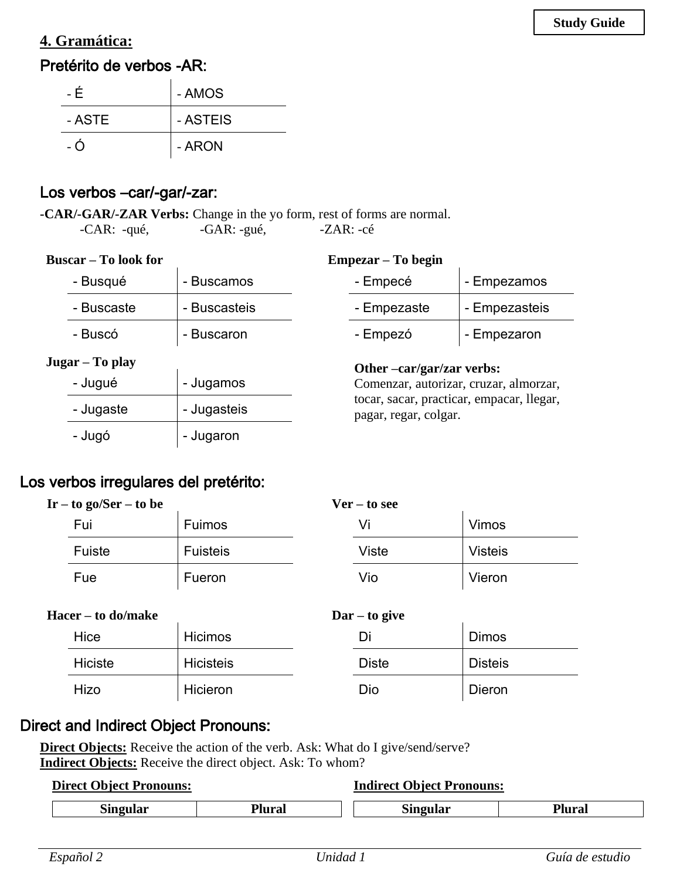**Study Guide**

## 4. Gramática:

### Pretérito de verbos -AR:

| | |
|---|---|
| - É | - AMOS |
| - ASTE | - ASTEIS |
| - Ó | - ARON |

### Los verbos –car/-gar/-zar:

-**CAR/-GAR/-ZAR Verbs:** Change in the yo form, rest of forms are normal.
-CAR: -qué, -GAR: -gué, -ZAR: -cé

**Buscar – To look for**

| | |
|---|---|
| - Busqué | - Buscamos |
| - Buscaste | - Buscasteis |
| - Buscó | - Buscaron |

**Empezar – To begin**

| | |
|---|---|
| - Empecé | - Empezamos |
| - Empezaste | - Empezasteis |
| - Empezó | - Empezaron |

**Jugar – To play**

| | |
|---|---|
| - Jugué | - Jugamos |
| - Jugaste | - Jugasteis |
| - Jugó | - Jugaron |

**Other –car/gar/zar verbs:**
Comenzar, autorizar, cruzar, almorzar, tocar, sacar, practicar, empacar, llegar, pagar, regar, colgar.

### Los verbos irregulares del pretérito:

**Ir – to go/Ser – to be**

| | |
|---|---|
| Fui | Fuimos |
| Fuiste | Fuisteis |
| Fue | Fueron |

**Ver – to see**

| | |
|---|---|
| Vi | Vimos |
| Viste | Visteis |
| Vio | Vieron |

**Hacer – to do/make**

| | |
|---|---|
| Hice | Hicimos |
| Hiciste | Hicisteis |
| Hizo | Hicieron |

**Dar – to give**

| | |
|---|---|
| Di | Dimos |
| Diste | Disteis |
| Dio | Dieron |

### Direct and Indirect Object Pronouns:

**Direct Objects:** Receive the action of the verb. Ask: What do I give/send/serve?
**Indirect Objects:** Receive the direct object. Ask: To whom?

**Direct Object Pronouns:**

| Singular | Plural |
|---|---|

**Indirect Object Pronouns:**

| Singular | Plural |
|---|---|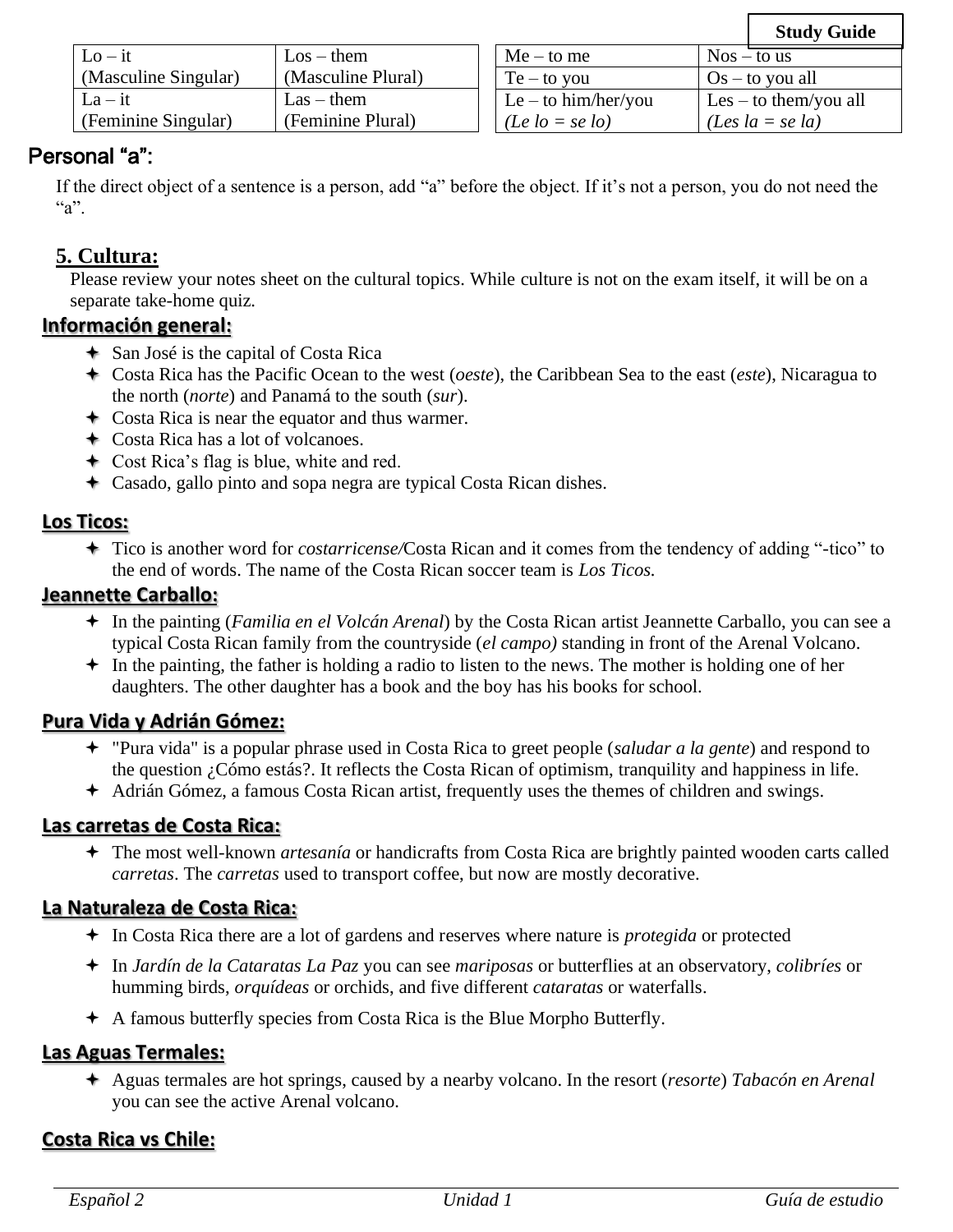**Study Guide**

| Lo – it (Masculine Singular) | Los – them (Masculine Plural) |
| --- | --- |
| La – it (Feminine Singular) | Las – them (Feminine Plural) |

| Me – to me | Nos – to us |
| --- | --- |
| Te – to you | Os – to you all |
| Le – to him/her/you *(Le lo = se lo)* | Les – to them/you all *(Les la = se la)* |

## Personal "a":

If the direct object of a sentence is a person, add "a" before the object. If it's not a person, you do not need the "a".

## 5. Cultura:

Please review your notes sheet on the cultural topics. While culture is not on the exam itself, it will be on a separate take-home quiz.

### Información general:

- San José is the capital of Costa Rica
- Costa Rica has the Pacific Ocean to the west (*oeste*), the Caribbean Sea to the east (*este*), Nicaragua to the north (*norte*) and Panamá to the south (*sur*).
- Costa Rica is near the equator and thus warmer.
- Costa Rica has a lot of volcanoes.
- Cost Rica's flag is blue, white and red.
- Casado, gallo pinto and sopa negra are typical Costa Rican dishes.

### Los Ticos:

- Tico is another word for *costarricense/*Costa Rican and it comes from the tendency of adding "-tico" to the end of words. The name of the Costa Rican soccer team is *Los Ticos.*

### Jeannette Carballo:

- In the painting (*Familia en el Volcán Arenal*) by the Costa Rican artist Jeannette Carballo, you can see a typical Costa Rican family from the countryside (*el campo)* standing in front of the Arenal Volcano.
- In the painting, the father is holding a radio to listen to the news. The mother is holding one of her daughters. The other daughter has a book and the boy has his books for school.

### Pura Vida y Adrián Gómez:

- "Pura vida" is a popular phrase used in Costa Rica to greet people (*saludar a la gente*) and respond to the question ¿Cómo estás?. It reflects the Costa Rican of optimism, tranquility and happiness in life.
- Adrián Gómez, a famous Costa Rican artist, frequently uses the themes of children and swings.

### Las carretas de Costa Rica:

- The most well-known *artesanía* or handicrafts from Costa Rica are brightly painted wooden carts called *carretas*. The *carretas* used to transport coffee, but now are mostly decorative.

### La Naturaleza de Costa Rica:

- In Costa Rica there are a lot of gardens and reserves where nature is *protegida* or protected
- In *Jardín de la Cataratas La Paz* you can see *mariposas* or butterflies at an observatory, *colibríes* or humming birds, *orquídeas* or orchids, and five different *cataratas* or waterfalls.
- A famous butterfly species from Costa Rica is the Blue Morpho Butterfly.

### Las Aguas Termales:

- Aguas termales are hot springs, caused by a nearby volcano. In the resort (*resorte*) *Tabacón en Arenal* you can see the active Arenal volcano.

### Costa Rica vs Chile: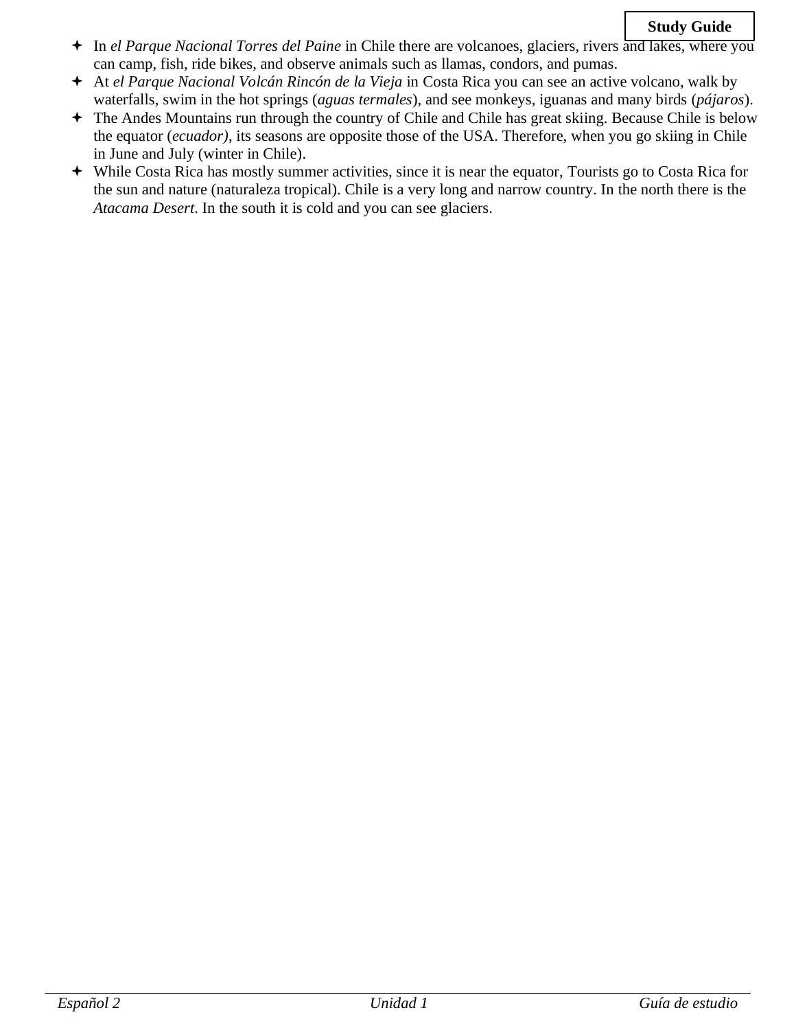- In *el Parque Nacional Torres del Paine* in Chile there are volcanoes, glaciers, rivers and lakes, where you can camp, fish, ride bikes, and observe animals such as llamas, condors, and pumas.
- At *el Parque Nacional Volcán Rincón de la Vieja* in Costa Rica you can see an active volcano, walk by waterfalls, swim in the hot springs (*aguas termales*), and see monkeys, iguanas and many birds (*pájaros*).
- The Andes Mountains run through the country of Chile and Chile has great skiing. Because Chile is below the equator (*ecuador),* its seasons are opposite those of the USA. Therefore, when you go skiing in Chile in June and July (winter in Chile).
- While Costa Rica has mostly summer activities, since it is near the equator, Tourists go to Costa Rica for the sun and nature (naturaleza tropical). Chile is a very long and narrow country. In the north there is the *Atacama Desert*. In the south it is cold and you can see glaciers.